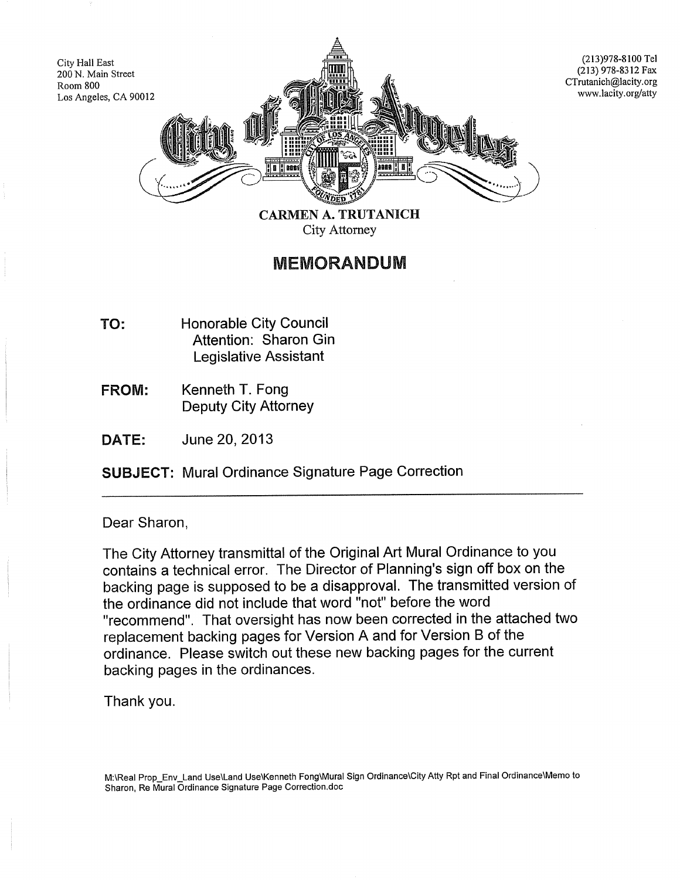City Hall East
200 N. Main Street
Room 800
Los Angeles, CA 90012

(213)978-8100 Tel
(213) 978-8312 Fax
CTrutanich@lacity.org
www.lacity.org/atty

City of Los Angeles

**CARMEN A. TRUTANICH**
City Attorney

# MEMORANDUM

**TO:** Honorable City Council
Attention: Sharon Gin
Legislative Assistant

**FROM:** Kenneth T. Fong
Deputy City Attorney

**DATE:** June 20, 2013

**SUBJECT:** Mural Ordinance Signature Page Correction

---

Dear Sharon,

The City Attorney transmittal of the Original Art Mural Ordinance to you contains a technical error. The Director of Planning's sign off box on the backing page is supposed to be a disapproval. The transmitted version of the ordinance did not include that word "not" before the word "recommend". That oversight has now been corrected in the attached two replacement backing pages for Version A and for Version B of the ordinance. Please switch out these new backing pages for the current backing pages in the ordinances.

Thank you.

M:\Real Prop_Env_Land Use\Land Use\Kenneth Fong\Mural Sign Ordinance\City Atty Rpt and Final Ordinance\Memo to Sharon, Re Mural Ordinance Signature Page Correction.doc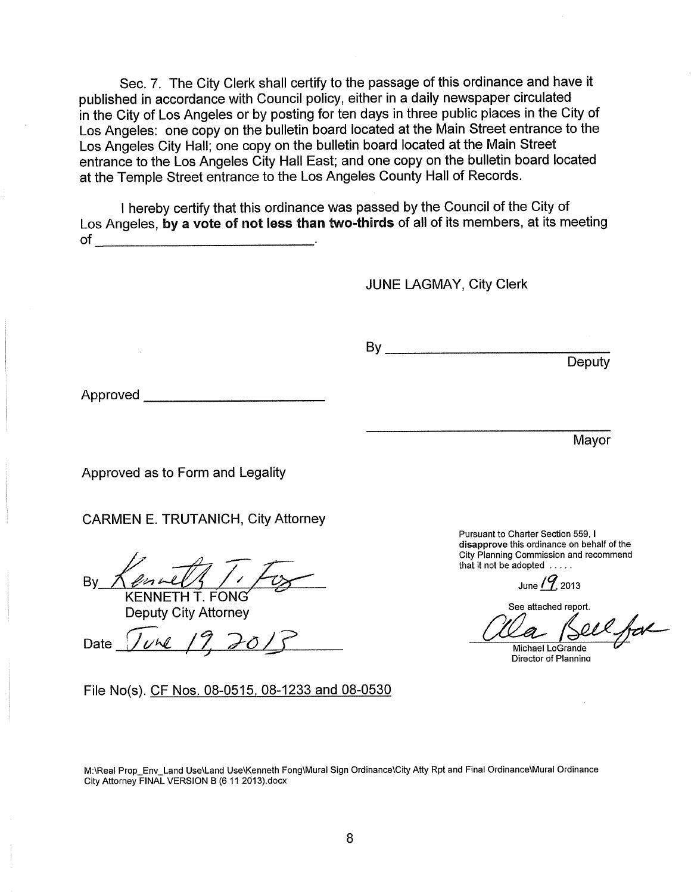Sec. 7. The City Clerk shall certify to the passage of this ordinance and have it published in accordance with Council policy, either in a daily newspaper circulated in the City of Los Angeles or by posting for ten days in three public places in the City of Los Angeles: one copy on the bulletin board located at the Main Street entrance to the Los Angeles City Hall; one copy on the bulletin board located at the Main Street entrance to the Los Angeles City Hall East; and one copy on the bulletin board located at the Temple Street entrance to the Los Angeles County Hall of Records.

I hereby certify that this ordinance was passed by the Council of the City of Los Angeles, **by a vote of not less than two-thirds** of all of its members, at its meeting of ______________________________.

JUNE LAGMAY, City Clerk

By ______________________________
Deputy

Approved ________________________

______________________________
Mayor

Approved as to Form and Legality

CARMEN E. TRUTANICH, City Attorney

By *Kenneth T. Fong*
KENNETH T. FONG
Deputy City Attorney

Date *June 19, 2013*

Pursuant to Charter Section 559, I **disapprove** this ordinance on behalf of the City Planning Commission and recommend that it not be adopted .....

June *19*, 2013

See attached report.

*Alan Bell for*
Michael LoGrande
Director of Planning

File No(s). CF Nos. 08-0515, 08-1233 and 08-0530

M:\Real Prop_Env_Land Use\Land Use\Kenneth Fong\Mural Sign Ordinance\City Atty Rpt and Final Ordinance\Mural Ordinance City Attorney FINAL VERSION B (6 11 2013).docx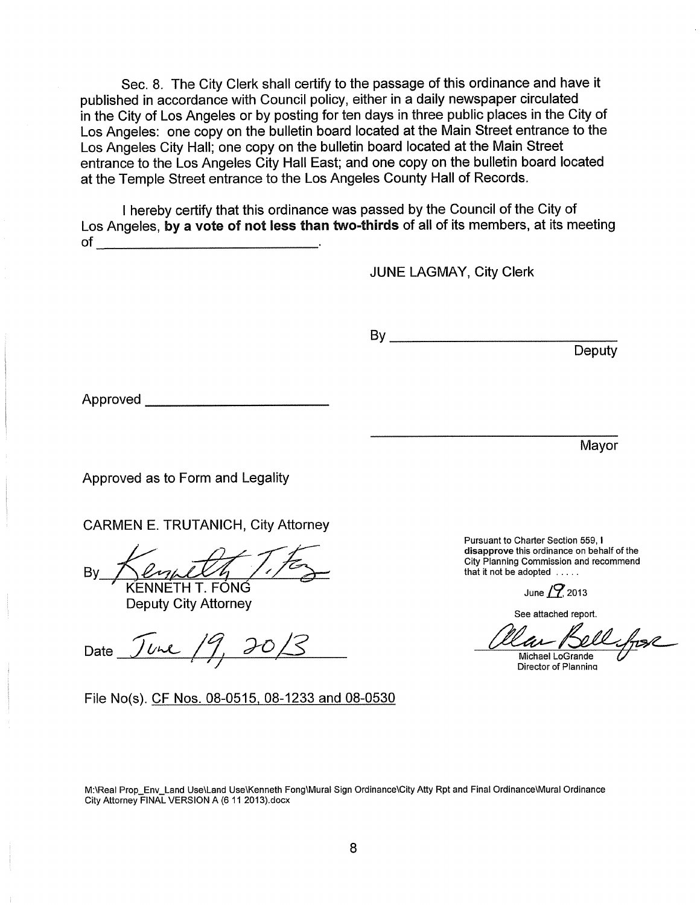Sec. 8. The City Clerk shall certify to the passage of this ordinance and have it published in accordance with Council policy, either in a daily newspaper circulated in the City of Los Angeles or by posting for ten days in three public places in the City of Los Angeles: one copy on the bulletin board located at the Main Street entrance to the Los Angeles City Hall; one copy on the bulletin board located at the Main Street entrance to the Los Angeles City Hall East; and one copy on the bulletin board located at the Temple Street entrance to the Los Angeles County Hall of Records.

I hereby certify that this ordinance was passed by the Council of the City of Los Angeles, **by a vote of not less than two-thirds** of all of its members, at its meeting of ______________________.

JUNE LAGMAY, City Clerk

By ______________________
Deputy

Approved ______________________

______________________
Mayor

Approved as to Form and Legality

CARMEN E. TRUTANICH, City Attorney

By *Kenneth T. Fong*
KENNETH T. FONG
Deputy City Attorney

Date *June 19, 2013*

File No(s). CF Nos. 08-0515, 08-1233 and 08-0530

Pursuant to Charter Section 559, I **disapprove** this ordinance on behalf of the City Planning Commission and recommend that it not be adopted .....

June *19*, 2013

See attached report.

*Alan Bell for*
Michael LoGrande
Director of Planning

M:\Real Prop_Env_Land Use\Land Use\Kenneth Fong\Mural Sign Ordinance\City Atty Rpt and Final Ordinance\Mural Ordinance City Attorney FINAL VERSION A (6 11 2013).docx